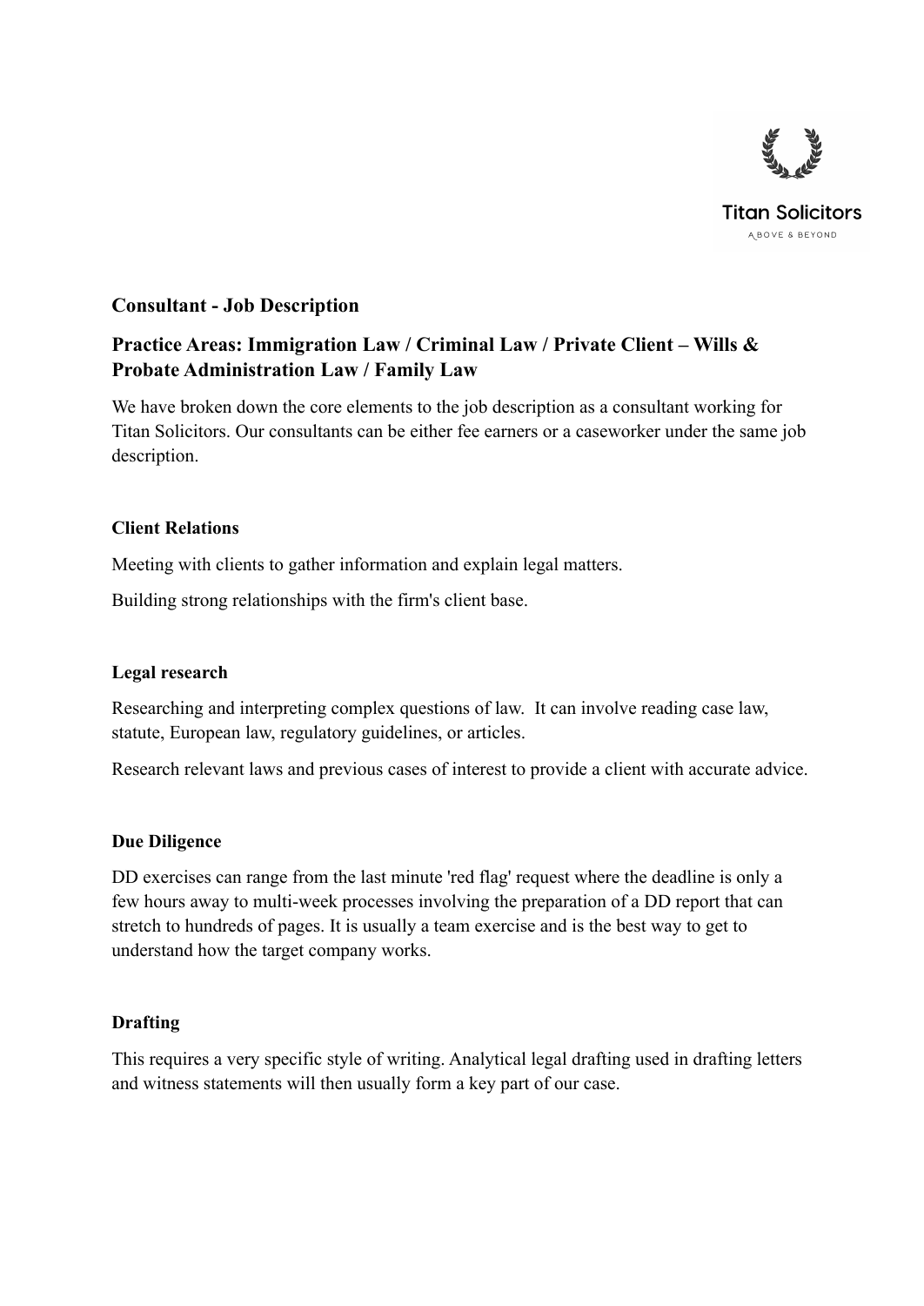Titan Solicitors

ABOVE & BEYOND

## Consultant - Job Description

## Practice Areas: Immigration Law / Criminal Law / Private Client – Wills & Probate Administration Law / Family Law

We have broken down the core elements to the job description as a consultant working for Titan Solicitors. Our consultants can be either fee earners or a caseworker under the same job description.

### Client Relations

Meeting with clients to gather information and explain legal matters.

Building strong relationships with the firm's client base.

### Legal research

Researching and interpreting complex questions of law. It can involve reading case law, statute, European law, regulatory guidelines, or articles.

Research relevant laws and previous cases of interest to provide a client with accurate advice.

### Due Diligence

DD exercises can range from the last minute 'red flag' request where the deadline is only a few hours away to multi-week processes involving the preparation of a DD report that can stretch to hundreds of pages. It is usually a team exercise and is the best way to get to understand how the target company works.

### Drafting

This requires a very specific style of writing. Analytical legal drafting used in drafting letters and witness statements will then usually form a key part of our case.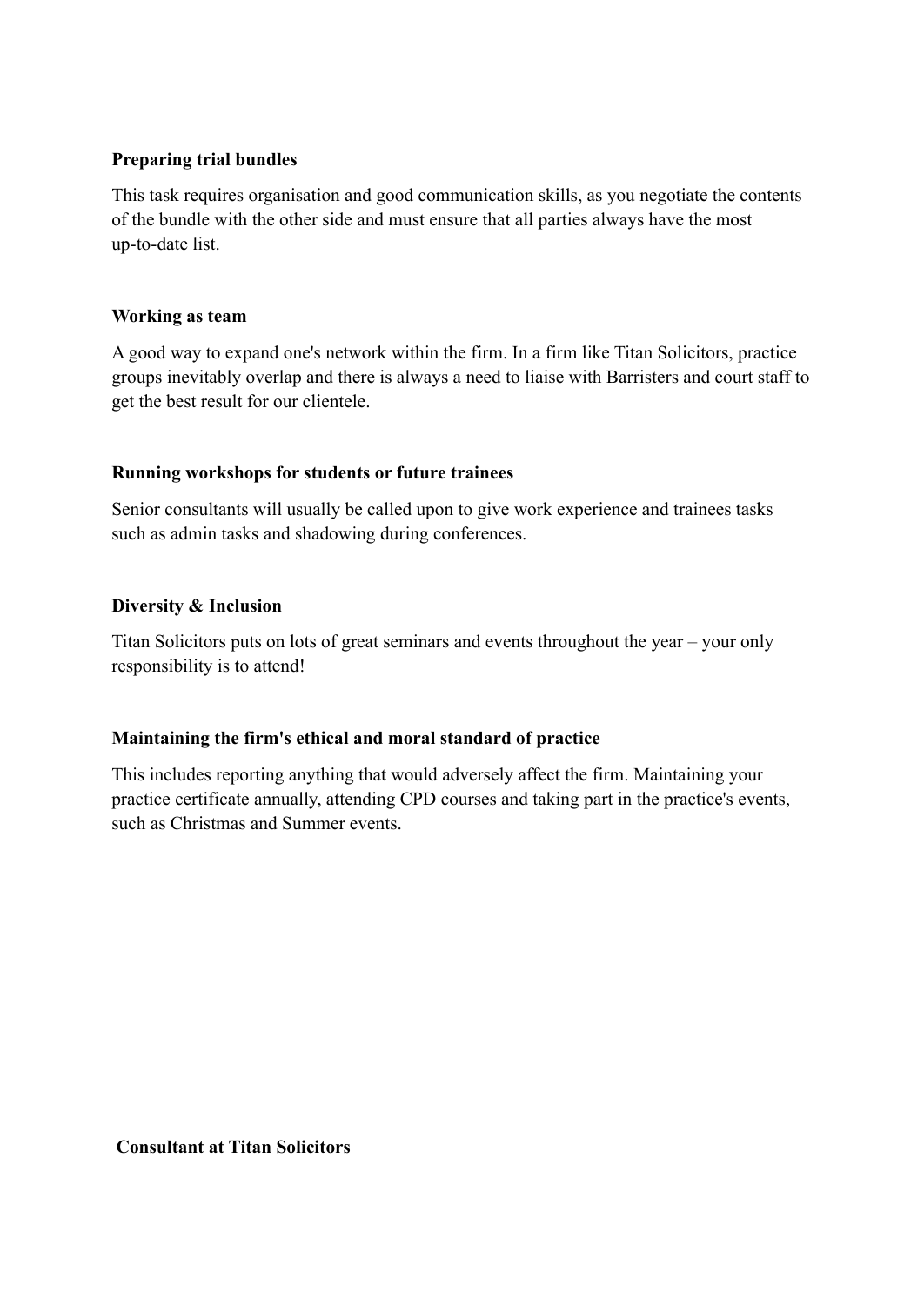**Preparing trial bundles**

This task requires organisation and good communication skills, as you negotiate the contents of the bundle with the other side and must ensure that all parties always have the most up-to-date list.

**Working as team**

A good way to expand one's network within the firm. In a firm like Titan Solicitors, practice groups inevitably overlap and there is always a need to liaise with Barristers and court staff to get the best result for our clientele.

**Running workshops for students or future trainees**

Senior consultants will usually be called upon to give work experience and trainees tasks such as admin tasks and shadowing during conferences.

**Diversity & Inclusion**

Titan Solicitors puts on lots of great seminars and events throughout the year – your only responsibility is to attend!

**Maintaining the firm's ethical and moral standard of practice**

This includes reporting anything that would adversely affect the firm. Maintaining your practice certificate annually, attending CPD courses and taking part in the practice's events, such as Christmas and Summer events.

**Consultant at Titan Solicitors**